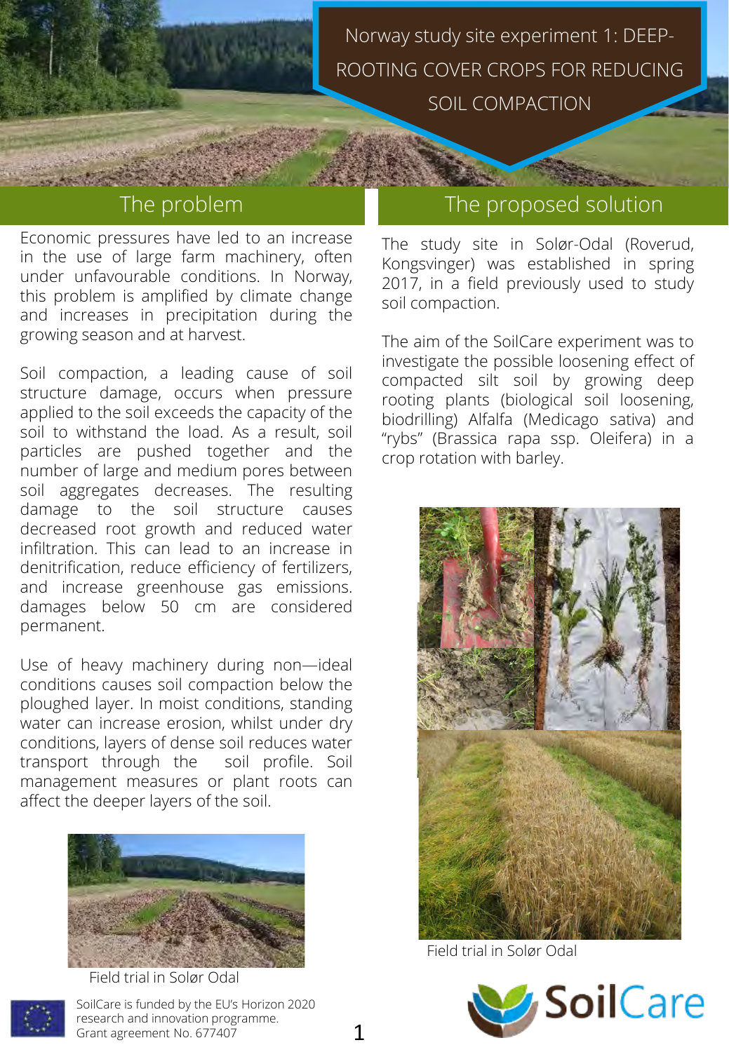# Norway study site experiment 1: DEEP-ROOTING COVER CROPS FOR REDUCING SOIL COMPACTION

## The problem

Economic pressures have led to an increase in the use of large farm machinery, often under unfavourable conditions. In Norway, this problem is amplified by climate change and increases in precipitation during the growing season and at harvest.

Soil compaction, a leading cause of soil structure damage, occurs when pressure applied to the soil exceeds the capacity of the soil to withstand the load. As a result, soil particles are pushed together and the number of large and medium pores between soil aggregates decreases. The resulting damage to the soil structure causes decreased root growth and reduced water infiltration. This can lead to an increase in denitrification, reduce efficiency of fertilizers, and increase greenhouse gas emissions. damages below 50 cm are considered permanent.

Use of heavy machinery during non—ideal conditions causes soil compaction below the ploughed layer. In moist conditions, standing water can increase erosion, whilst under dry conditions, layers of dense soil reduces water transport through the soil profile. Soil management measures or plant roots can affect the deeper layers of the soil.

Field trial in Solør Odal

## The proposed solution

The study site in Solør-Odal (Roverud, Kongsvinger) was established in spring 2017, in a field previously used to study soil compaction.

The aim of the SoilCare experiment was to investigate the possible loosening effect of compacted silt soil by growing deep rooting plants (biological soil loosening, biodrilling) Alfalfa (Medicago sativa) and "rybs" (Brassica rapa ssp. Oleifera) in a crop rotation with barley.

Field trial in Solør Odal

SoilCare is funded by the EU's Horizon 2020 research and innovation programme. Grant agreement No. 677407

SoilCare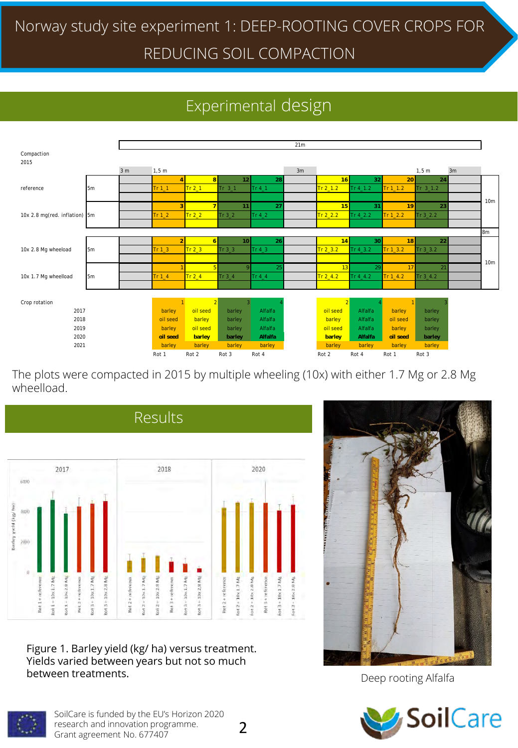# Norway study site experiment 1: DEEP-ROOTING COVER CROPS FOR REDUCING SOIL COMPACTION

## Experimental design

Compaction 2015

| | | 3 m | 1,5 m | | | | 3m | | | | 1,5 m | 3m |
|---|---|---|---|---|---|---|---|---|---|---|---|---|
| reference | 5m | | 4 Tr 1_1 | 8 Tr 2_1 | 12 Tr 3_1 | 28 Tr 4_1 | | 16 Tr 2_1.2 | 32 Tr 4_1.2 | 20 Tr 1_1.2 | 24 Tr 3_1.2 | |
| 10x 2.8 mg(red. inflation) | 5m | | 3 Tr 1_2 | 7 Tr 2_2 | 11 Tr 3_2 | 27 Tr 4_2 | | 15 Tr 2_2.2 | 31 Tr 4_2.2 | 19 Tr 1_2.2 | 23 Tr 3_2.2 | |
| 10x 2.8 Mg wheeload | 5m | | 2 Tr 1_3 | 6 Tr 2_3 | 10 Tr 3_3 | 26 Tr 4_3 | | 14 Tr 2_3.2 | 30 Tr 4_3.2 | 18 Tr 1_3.2 | 22 Tr 3_3.2 | |
| 10x 1.7 Mg wheelload | 5m | | 1 Tr 1_4 | 5 Tr 2_4 | 9 Tr 3_4 | 25 Tr 4_4 | | 13 Tr 2_4.2 | 29 Tr 4_4.2 | 17 Tr 1_4.2 | 21 Tr 3_4.2 | |

Total width: 21m; block depth: 10m; gap between blocks: 8m.

| Crop rotation | 1 | 2 | 3 | 4 | 2 | 4 | 1 | 3 |
|---|---|---|---|---|---|---|---|---|
| 2017 | barley | oil seed | barley | Alfalfa | oil seed | Alfalfa | barley | barley |
| 2018 | oil seed | barley | barley | Alfalfa | barley | Alfalfa | oil seed | barley |
| 2019 | barley | oil seed | barley | Alfalfa | oil seed | Alfalfa | barley | barley |
| 2020 | **oil seed** | **barley** | **barley** | **Alfalfa** | **barley** | **Alfalfa** | **oil seed** | **barley** |
| 2021 | barley | barley | barley | barley | barley | barley | barley | barley |
| | Rot 1 | Rot 2 | Rot 3 | Rot 4 | Rot 2 | Rot 4 | Rot 1 | Rot 3 |

The plots were compacted in 2015 by multiple wheeling (10x) with either 1.7 Mg or 2.8 Mg wheelload.

## Results

Figure 1. Barley yield (kg/ ha) versus treatment. Yields varied between years but not so much between treatments.

Deep rooting Alfalfa

SoilCare is funded by the EU's Horizon 2020 research and innovation programme. Grant agreement No. 677407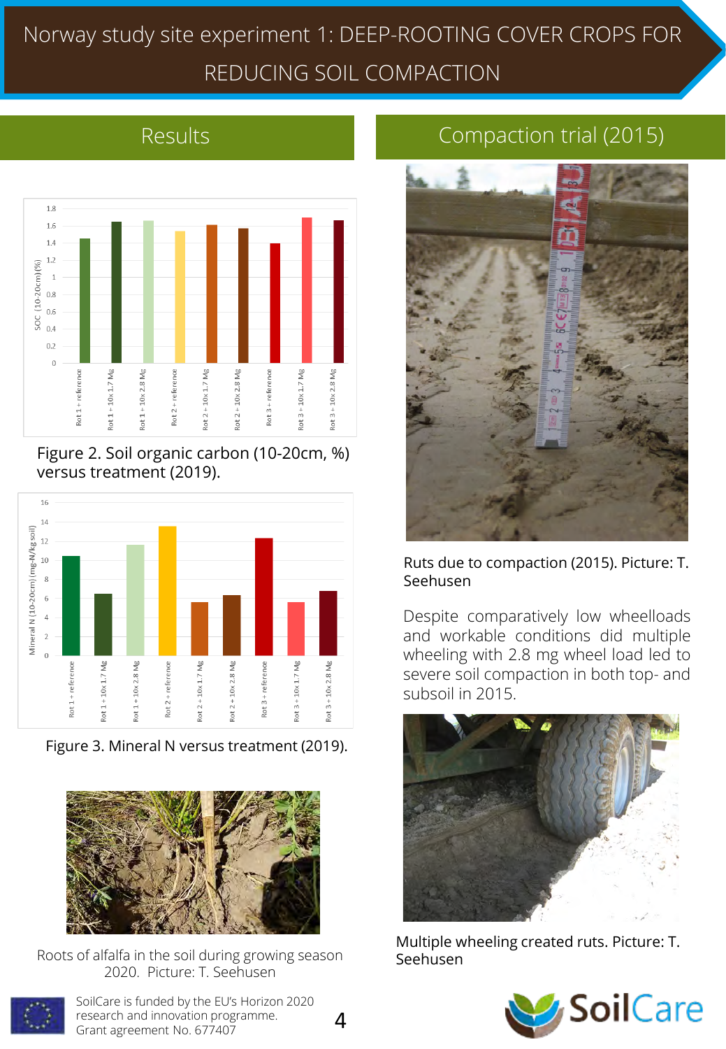# Norway study site experiment 1: DEEP-ROOTING COVER CROPS FOR REDUCING SOIL COMPACTION

## Results

Figure 2. Soil organic carbon (10-20cm, %) versus treatment (2019).

Figure 3. Mineral N versus treatment (2019).

Roots of alfalfa in the soil during growing season 2020. Picture: T. Seehusen

## Compaction trial (2015)

Ruts due to compaction (2015). Picture: T. Seehusen

Despite comparatively low wheelloads and workable conditions did multiple wheeling with 2.8 mg wheel load led to severe soil compaction in both top- and subsoil in 2015.

Multiple wheeling created ruts. Picture: T. Seehusen

SoilCare is funded by the EU's Horizon 2020 research and innovation programme. Grant agreement No. 677407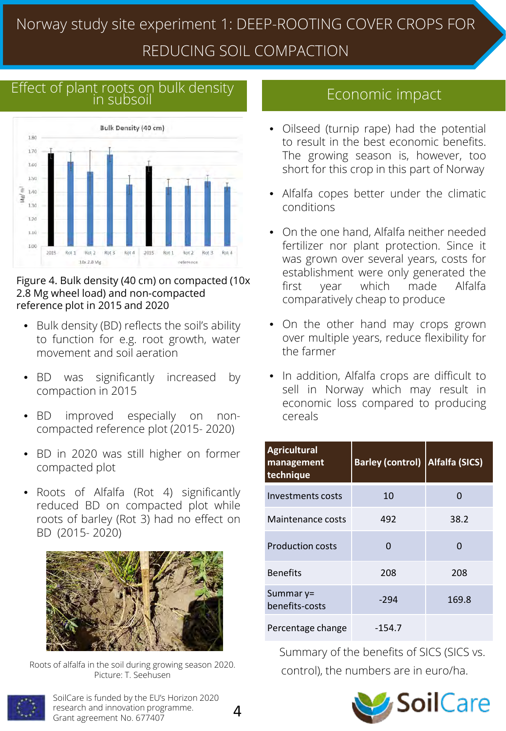# Norway study site experiment 1: DEEP-ROOTING COVER CROPS FOR REDUCING SOIL COMPACTION

## Effect of plant roots on bulk density in subsoil

Figure 4. Bulk density (40 cm) on compacted (10x 2.8 Mg wheel load) and non-compacted reference plot in 2015 and 2020

- Bulk density (BD) reflects the soil's ability to function for e.g. root growth, water movement and soil aeration
- BD was significantly increased by compaction in 2015
- BD improved especially on non-compacted reference plot (2015- 2020)
- BD in 2020 was still higher on former compacted plot
- Roots of Alfalfa (Rot 4) significantly reduced BD on compacted plot while roots of barley (Rot 3) had no effect on BD (2015- 2020)

Roots of alfalfa in the soil during growing season 2020. Picture: T. Seehusen

## Economic impact

- Oilseed (turnip rape) had the potential to result in the best economic benefits. The growing season is, however, too short for this crop in this part of Norway
- Alfalfa copes better under the climatic conditions
- On the one hand, Alfalfa neither needed fertilizer nor plant protection. Since it was grown over several years, costs for establishment were only generated the first year which made Alfalfa comparatively cheap to produce
- On the other hand may crops grown over multiple years, reduce flexibility for the farmer
- In addition, Alfalfa crops are difficult to sell in Norway which may result in economic loss compared to producing cereals

| Agricultural management technique | Barley (control) | Alfalfa (SICS) |
|---|---|---|
| Investments costs | 10 | 0 |
| Maintenance costs | 492 | 38.2 |
| Production costs | 0 | 0 |
| Benefits | 208 | 208 |
| Summar y= benefits-costs | -294 | 169.8 |
| Percentage change | -154.7 | |

Summary of the benefits of SICS (SICS vs. control), the numbers are in euro/ha.

SoilCare is funded by the EU's Horizon 2020 research and innovation programme. Grant agreement No. 677407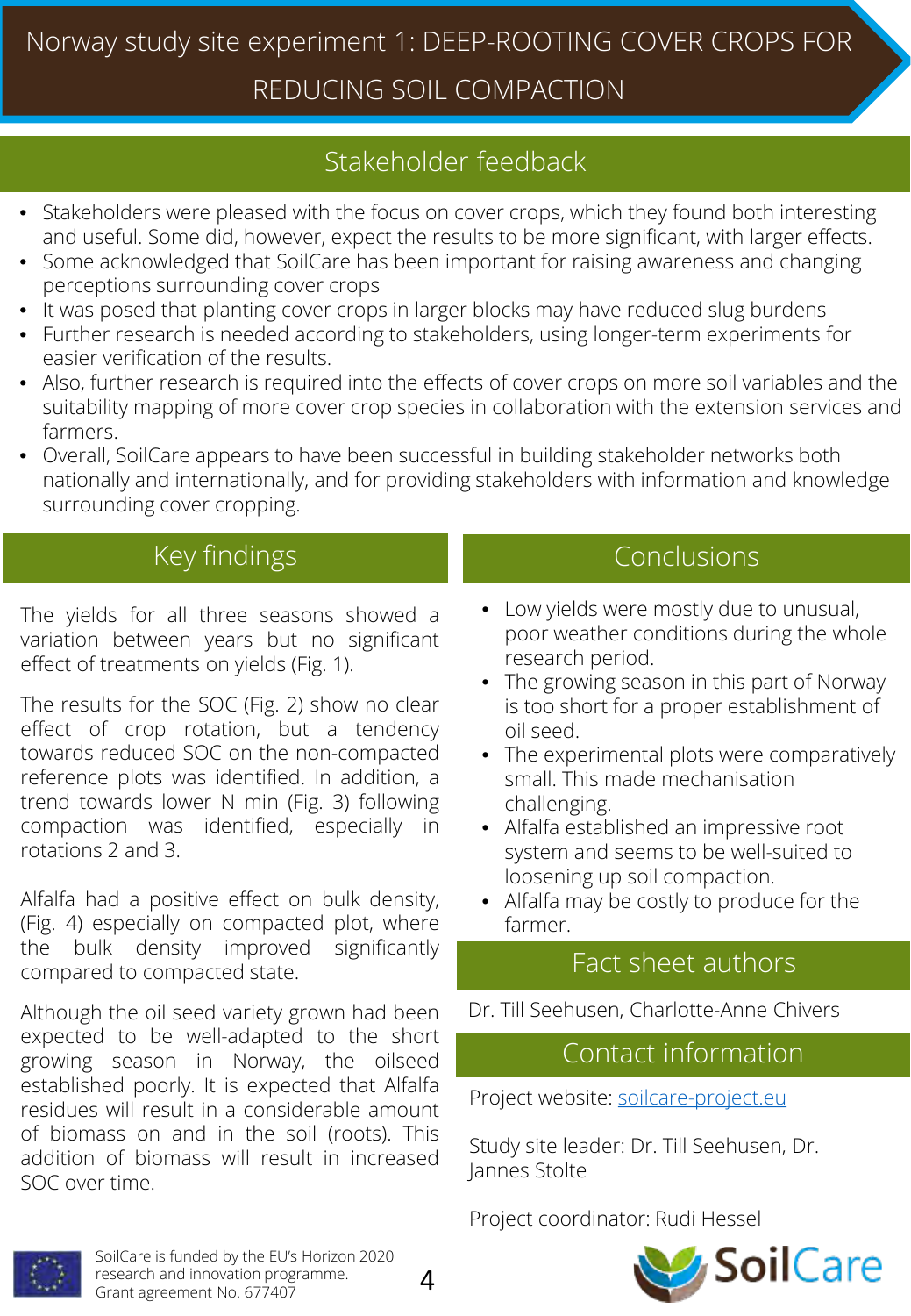# Norway study site experiment 1: DEEP-ROOTING COVER CROPS FOR REDUCING SOIL COMPACTION

## Stakeholder feedback

- Stakeholders were pleased with the focus on cover crops, which they found both interesting and useful. Some did, however, expect the results to be more significant, with larger effects.
- Some acknowledged that SoilCare has been important for raising awareness and changing perceptions surrounding cover crops
- It was posed that planting cover crops in larger blocks may have reduced slug burdens
- Further research is needed according to stakeholders, using longer-term experiments for easier verification of the results.
- Also, further research is required into the effects of cover crops on more soil variables and the suitability mapping of more cover crop species in collaboration with the extension services and farmers.
- Overall, SoilCare appears to have been successful in building stakeholder networks both nationally and internationally, and for providing stakeholders with information and knowledge surrounding cover cropping.

## Key findings

The yields for all three seasons showed a variation between years but no significant effect of treatments on yields (Fig. 1).

The results for the SOC (Fig. 2) show no clear effect of crop rotation, but a tendency towards reduced SOC on the non-compacted reference plots was identified. In addition, a trend towards lower N min (Fig. 3) following compaction was identified, especially in rotations 2 and 3.

Alfalfa had a positive effect on bulk density, (Fig. 4) especially on compacted plot, where the bulk density improved significantly compared to compacted state.

Although the oil seed variety grown had been expected to be well-adapted to the short growing season in Norway, the oilseed established poorly. It is expected that Alfalfa residues will result in a considerable amount of biomass on and in the soil (roots). This addition of biomass will result in increased SOC over time.

## Conclusions

- Low yields were mostly due to unusual, poor weather conditions during the whole research period.
- The growing season in this part of Norway is too short for a proper establishment of oil seed.
- The experimental plots were comparatively small. This made mechanisation challenging.
- Alfalfa established an impressive root system and seems to be well-suited to loosening up soil compaction.
- Alfalfa may be costly to produce for the farmer.

## Fact sheet authors

Dr. Till Seehusen, Charlotte-Anne Chivers

## Contact information

Project website: soilcare-project.eu

Study site leader: Dr. Till Seehusen, Dr. Jannes Stolte

Project coordinator: Rudi Hessel

SoilCare is funded by the EU's Horizon 2020 research and innovation programme. Grant agreement No. 677407